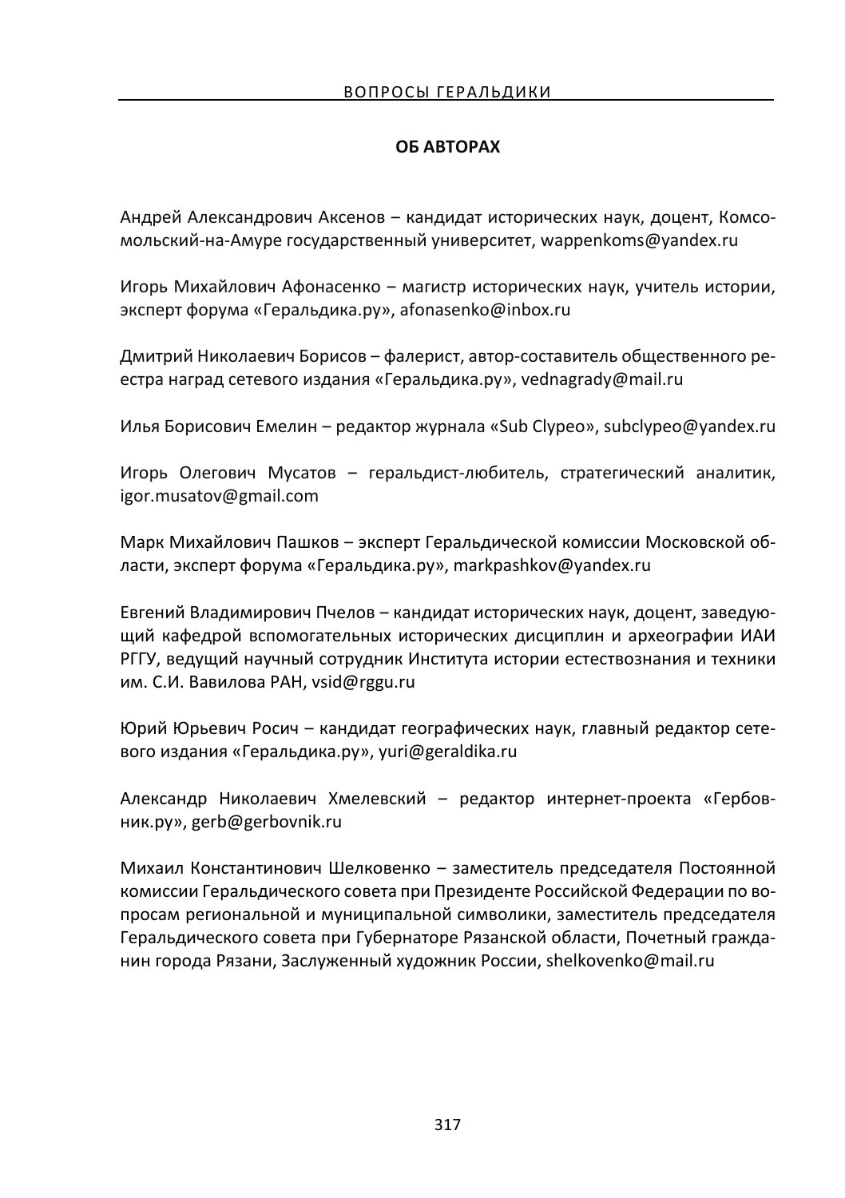## ОБ АВТОРАХ

Андрей Александрович Аксенов – кандидат исторических наук, доцент, Комсомольский-на-Амуре государственный университет, wappenkoms@yandex.ru

Игорь Михайлович Афонасенко – магистр исторических наук, учитель истории, эксперт форума «Геральдика.ру», afonasenko@inbox.ru

Дмитрий Николаевич Борисов – фалерист, автор-составитель общественного реестра наград сетевого издания «Геральдика.ру», vednagrady@mail.ru

Илья Борисович Емелин – редактор журнала «Sub Clypeo», subclypeo@yandex.ru

Игорь Олегович Мусатов – геральдист-любитель, стратегический аналитик, igor.musatov@gmail.com

Марк Михайлович Пашков – эксперт Геральдической комиссии Московской области, эксперт форума «Геральдика.ру», markpashkov@yandex.ru

Евгений Владимирович Пчелов – кандидат исторических наук, доцент, заведующий кафедрой вспомогательных исторических дисциплин и археографии ИАИ РГГУ, ведущий научный сотрудник Института истории естествознания и техники им. С.И. Вавилова РАН, vsid@rggu.ru

Юрий Юрьевич Росич – кандидат географических наук, главный редактор сетевого издания «Геральдика.ру», yuri@geraldika.ru

Александр Николаевич Хмелевский – редактор интернет-проекта «Гербовник.ру», gerb@gerbovnik.ru

Михаил Константинович Шелковенко – заместитель председателя Постоянной комиссии Геральдического совета при Президенте Российской Федерации по вопросам региональной и муниципальной символики, заместитель председателя Геральдического совета при Губернаторе Рязанской области, Почетный гражданин города Рязани, Заслуженный художник России, shelkovenko@mail.ru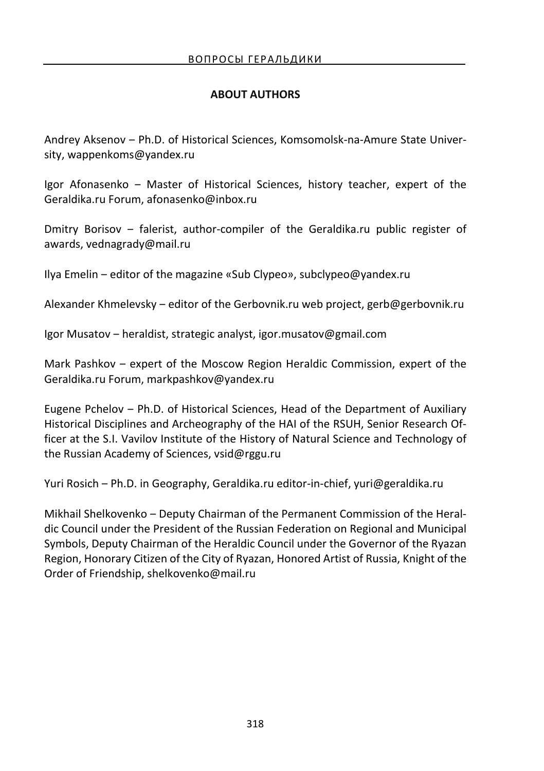## ABOUT AUTHORS

Andrey Aksenov – Ph.D. of Historical Sciences, Komsomolsk-na-Amure State University, wappenkoms@yandex.ru

Igor Afonasenko – Master of Historical Sciences, history teacher, expert of the Geraldika.ru Forum, afonasenko@inbox.ru

Dmitry Borisov – falerist, author-compiler of the Geraldika.ru public register of awards, vednagrady@mail.ru

Ilya Emelin – editor of the magazine «Sub Clypeo», subclypeo@yandex.ru

Alexander Khmelevsky – editor of the Gerbovnik.ru web project, gerb@gerbovnik.ru

Igor Musatov – heraldist, strategic analyst, igor.musatov@gmail.com

Mark Pashkov – expert of the Moscow Region Heraldic Commission, expert of the Geraldika.ru Forum, markpashkov@yandex.ru

Eugene Pchelov – Ph.D. of Historical Sciences, Head of the Department of Auxiliary Historical Disciplines and Archeography of the HAI of the RSUH, Senior Research Officer at the S.I. Vavilov Institute of the History of Natural Science and Technology of the Russian Academy of Sciences, vsid@rggu.ru

Yuri Rosich – Ph.D. in Geography, Geraldika.ru editor-in-chief, yuri@geraldika.ru

Mikhail Shelkovenko – Deputy Chairman of the Permanent Commission of the Heraldic Council under the President of the Russian Federation on Regional and Municipal Symbols, Deputy Chairman of the Heraldic Council under the Governor of the Ryazan Region, Honorary Citizen of the City of Ryazan, Honored Artist of Russia, Knight of the Order of Friendship, shelkovenko@mail.ru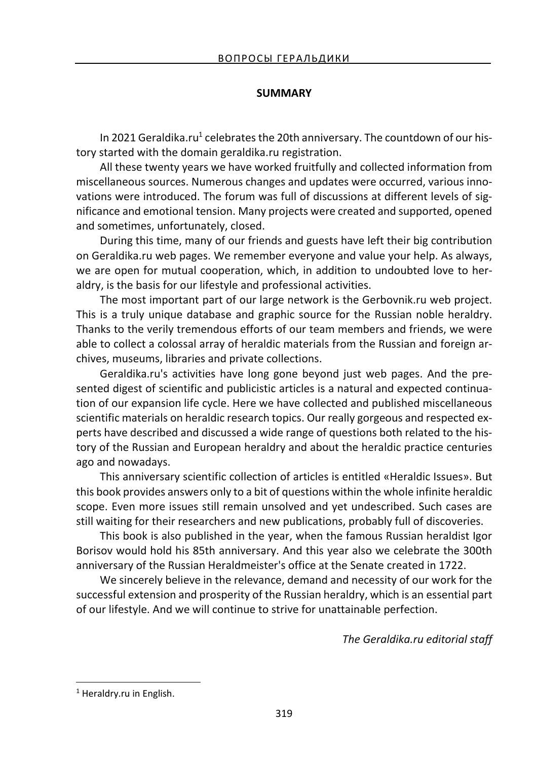## SUMMARY

In 2021 Geraldika.ru[1] celebrates the 20th anniversary. The countdown of our history started with the domain geraldika.ru registration.

All these twenty years we have worked fruitfully and collected information from miscellaneous sources. Numerous changes and updates were occurred, various innovations were introduced. The forum was full of discussions at different levels of significance and emotional tension. Many projects were created and supported, opened and sometimes, unfortunately, closed.

During this time, many of our friends and guests have left their big contribution on Geraldika.ru web pages. We remember everyone and value your help. As always, we are open for mutual cooperation, which, in addition to undoubted love to heraldry, is the basis for our lifestyle and professional activities.

The most important part of our large network is the Gerbovnik.ru web project. This is a truly unique database and graphic source for the Russian noble heraldry. Thanks to the verily tremendous efforts of our team members and friends, we were able to collect a colossal array of heraldic materials from the Russian and foreign archives, museums, libraries and private collections.

Geraldika.ru's activities have long gone beyond just web pages. And the presented digest of scientific and publicistic articles is a natural and expected continuation of our expansion life cycle. Here we have collected and published miscellaneous scientific materials on heraldic research topics. Our really gorgeous and respected experts have described and discussed a wide range of questions both related to the history of the Russian and European heraldry and about the heraldic practice centuries ago and nowadays.

This anniversary scientific collection of articles is entitled «Heraldic Issues». But this book provides answers only to a bit of questions within the whole infinite heraldic scope. Even more issues still remain unsolved and yet undescribed. Such cases are still waiting for their researchers and new publications, probably full of discoveries.

This book is also published in the year, when the famous Russian heraldist Igor Borisov would hold his 85th anniversary. And this year also we celebrate the 300th anniversary of the Russian Heraldmeister's office at the Senate created in 1722.

We sincerely believe in the relevance, demand and necessity of our work for the successful extension and prosperity of the Russian heraldry, which is an essential part of our lifestyle. And we will continue to strive for unattainable perfection.

*The Geraldika.ru editorial staff*

---

[1] Heraldry.ru in English.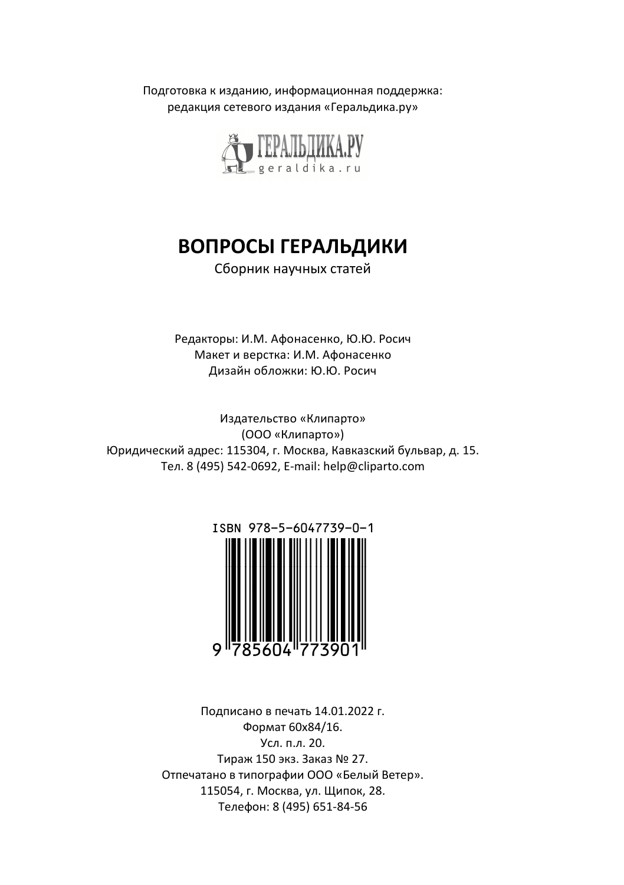Подготовка к изданию, информационная поддержка:
редакция сетевого издания «Геральдика.ру»

ГЕРАЛЬДИКА.РУ
geraldika.ru

# ВОПРОСЫ ГЕРАЛЬДИКИ

Сборник научных статей

Редакторы: И.М. Афонасенко, Ю.Ю. Росич
Макет и верстка: И.М. Афонасенко
Дизайн обложки: Ю.Ю. Росич

Издательство «Клипарто»
(ООО «Клипарто»)
Юридический адрес: 115304, г. Москва, Кавказский бульвар, д. 15.
Тел. 8 (495) 542-0692, E-mail: help@cliparto.com

ISBN 978-5-6047739-0-1

9 785604 773901

Подписано в печать 14.01.2022 г.
Формат 60x84/16.
Усл. п.л. 20.
Тираж 150 экз. Заказ № 27.
Отпечатано в типографии ООО «Белый Ветер».
115054, г. Москва, ул. Щипок, 28.
Телефон: 8 (495) 651-84-56